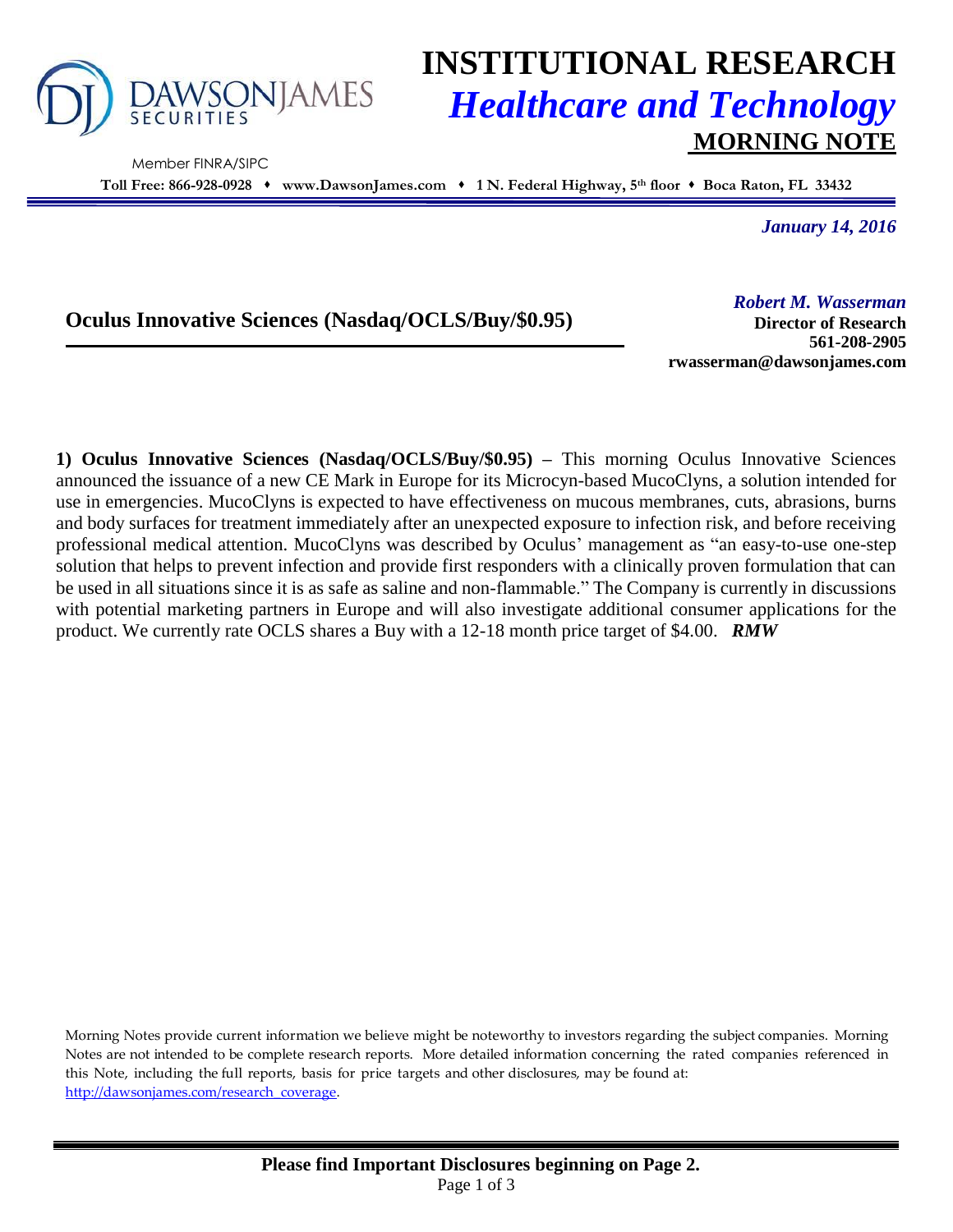DAWSONJAMES SECURITIES

Member FINRA/SIPC

# INSTITUTIONAL RESEARCH

## *Healthcare and Technology*

## MORNING NOTE

**Toll Free: 866-928-0928 ♦ www.DawsonJames.com ♦ 1 N. Federal Highway, 5th floor ♦ Boca Raton, FL 33432**

*January 14, 2016*

### Oculus Innovative Sciences (Nasdaq/OCLS/Buy/$0.95)

*Robert M. Wasserman*
**Director of Research**
**561-208-2905**
**rwasserman@dawsonjames.com**

**1) Oculus Innovative Sciences (Nasdaq/OCLS/Buy/$0.95) –** This morning Oculus Innovative Sciences announced the issuance of a new CE Mark in Europe for its Microcyn-based MucoClyns, a solution intended for use in emergencies. MucoClyns is expected to have effectiveness on mucous membranes, cuts, abrasions, burns and body surfaces for treatment immediately after an unexpected exposure to infection risk, and before receiving professional medical attention. MucoClyns was described by Oculus' management as "an easy-to-use one-step solution that helps to prevent infection and provide first responders with a clinically proven formulation that can be used in all situations since it is as safe as saline and non-flammable." The Company is currently in discussions with potential marketing partners in Europe and will also investigate additional consumer applications for the product. We currently rate OCLS shares a Buy with a 12-18 month price target of $4.00. ***RMW***

Morning Notes provide current information we believe might be noteworthy to investors regarding the subject companies. Morning Notes are not intended to be complete research reports. More detailed information concerning the rated companies referenced in this Note, including the full reports, basis for price targets and other disclosures, may be found at: http://dawsonjames.com/research_coverage.

**Please find Important Disclosures beginning on Page 2.**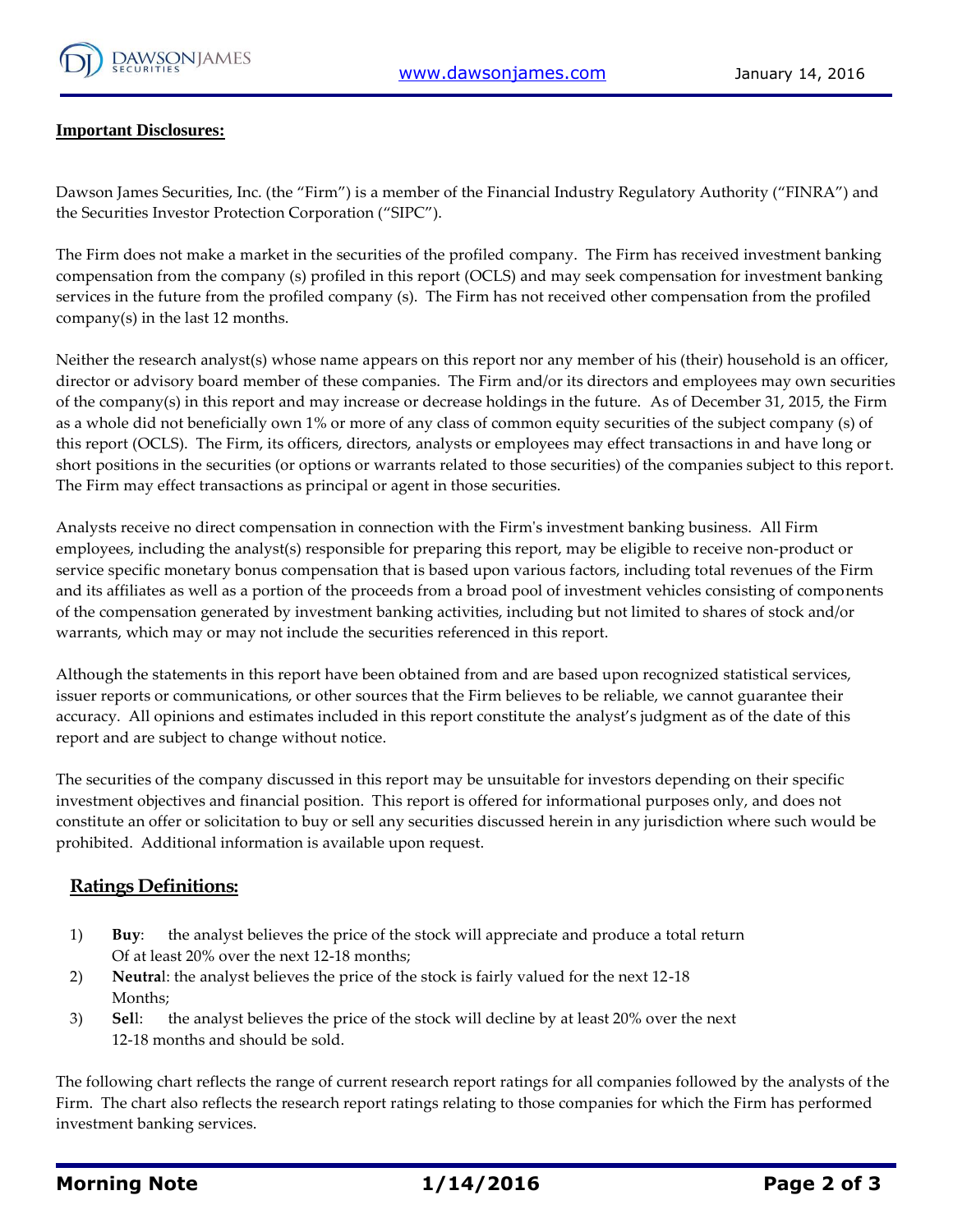## Important Disclosures:

Dawson James Securities, Inc. (the "Firm") is a member of the Financial Industry Regulatory Authority ("FINRA") and the Securities Investor Protection Corporation ("SIPC").

The Firm does not make a market in the securities of the profiled company. The Firm has received investment banking compensation from the company (s) profiled in this report (OCLS) and may seek compensation for investment banking services in the future from the profiled company (s). The Firm has not received other compensation from the profiled company(s) in the last 12 months.

Neither the research analyst(s) whose name appears on this report nor any member of his (their) household is an officer, director or advisory board member of these companies. The Firm and/or its directors and employees may own securities of the company(s) in this report and may increase or decrease holdings in the future. As of December 31, 2015, the Firm as a whole did not beneficially own 1% or more of any class of common equity securities of the subject company (s) of this report (OCLS). The Firm, its officers, directors, analysts or employees may effect transactions in and have long or short positions in the securities (or options or warrants related to those securities) of the companies subject to this report. The Firm may effect transactions as principal or agent in those securities.

Analysts receive no direct compensation in connection with the Firm's investment banking business. All Firm employees, including the analyst(s) responsible for preparing this report, may be eligible to receive non-product or service specific monetary bonus compensation that is based upon various factors, including total revenues of the Firm and its affiliates as well as a portion of the proceeds from a broad pool of investment vehicles consisting of components of the compensation generated by investment banking activities, including but not limited to shares of stock and/or warrants, which may or may not include the securities referenced in this report.

Although the statements in this report have been obtained from and are based upon recognized statistical services, issuer reports or communications, or other sources that the Firm believes to be reliable, we cannot guarantee their accuracy. All opinions and estimates included in this report constitute the analyst's judgment as of the date of this report and are subject to change without notice.

The securities of the company discussed in this report may be unsuitable for investors depending on their specific investment objectives and financial position. This report is offered for informational purposes only, and does not constitute an offer or solicitation to buy or sell any securities discussed herein in any jurisdiction where such would be prohibited. Additional information is available upon request.

## Ratings Definitions:

1) **Buy**: the analyst believes the price of the stock will appreciate and produce a total return Of at least 20% over the next 12-18 months;
2) **Neutral**: the analyst believes the price of the stock is fairly valued for the next 12-18 Months;
3) **Sell**: the analyst believes the price of the stock will decline by at least 20% over the next 12-18 months and should be sold.

The following chart reflects the range of current research report ratings for all companies followed by the analysts of the Firm. The chart also reflects the research report ratings relating to those companies for which the Firm has performed investment banking services.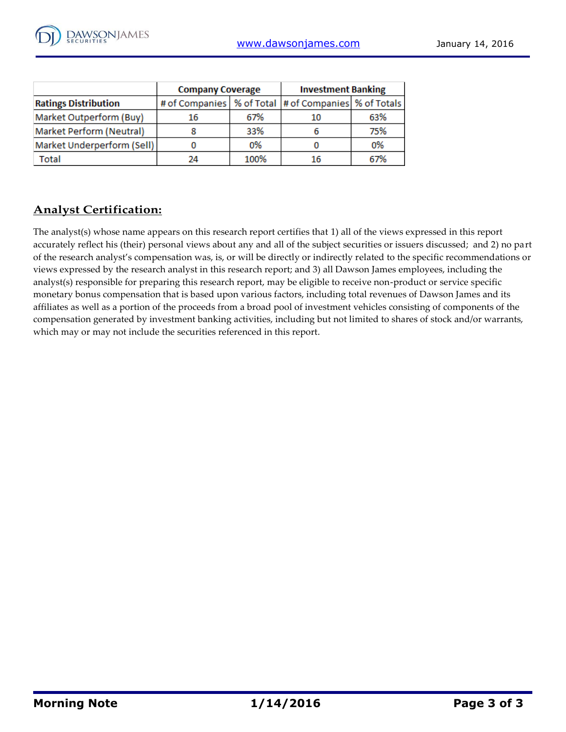| | Company Coverage | | Investment Banking | |
|---|---|---|---|---|
| Ratings Distribution | # of Companies | % of Total | # of Companies | % of Totals |
| Market Outperform (Buy) | 16 | 67% | 10 | 63% |
| Market Perform (Neutral) | 8 | 33% | 6 | 75% |
| Market Underperform (Sell) | 0 | 0% | 0 | 0% |
| Total | 24 | 100% | 16 | 67% |

## Analyst Certification:

The analyst(s) whose name appears on this research report certifies that 1) all of the views expressed in this report accurately reflect his (their) personal views about any and all of the subject securities or issuers discussed; and 2) no part of the research analyst's compensation was, is, or will be directly or indirectly related to the specific recommendations or views expressed by the research analyst in this research report; and 3) all Dawson James employees, including the analyst(s) responsible for preparing this research report, may be eligible to receive non-product or service specific monetary bonus compensation that is based upon various factors, including total revenues of Dawson James and its affiliates as well as a portion of the proceeds from a broad pool of investment vehicles consisting of components of the compensation generated by investment banking activities, including but not limited to shares of stock and/or warrants, which may or may not include the securities referenced in this report.